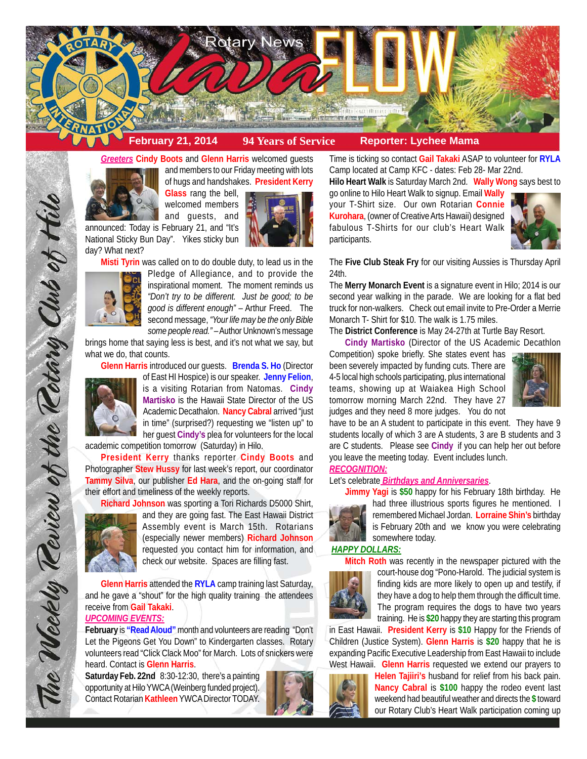# Rotary News Lava FLOW

**February 21, 2014** | **94 Years of Service** | **Reporter: Lychee Mama**

*The Weekly Review of the Rotary Club of Hilo*

***Greeters*** **Cindy Boots** and **Glenn Harris** welcomed guests and members to our Friday meeting with lots of hugs and handshakes. **President Kerry Glass** rang the bell, welcomed members and guests, and announced: Today is February 21, and "It's National Sticky Bun Day". Yikes sticky bun day? What next?

**Misti Tyrin** was called on to do double duty, to lead us in the Pledge of Allegiance, and to provide the inspirational moment. The moment reminds us *"Don't try to be different. Just be good; to be good is different enough"* – Arthur Freed. The second message, *"Your life may be the only Bible some people read."* – Author Unknown's message brings home that saying less is best, and it's not what we say, but what we do, that counts.

**Glenn Harris** introduced our guests. **Brenda S. Ho** (Director of East HI Hospice) is our speaker. **Jenny Felion**, is a visiting Rotarian from Natomas. **Cindy Martisko** is the Hawaii State Director of the US Academic Decathalon. **Nancy Cabral** arrived "just in time" (surprised?) requesting we "listen up" to her guest **Cindy's** plea for volunteers for the local academic competition tomorrow (Saturday) in Hilo.

**President Kerry** thanks reporter **Cindy Boots** and Photographer **Stew Hussy** for last week's report, our coordinator **Tammy Silva**, our publisher **Ed Hara**, and the on-going staff for their effort and timeliness of the weekly reports.

**Richard Johnson** was sporting a Tori Richards D5000 Shirt, and they are going fast. The East Hawaii District Assembly event is March 15th. Rotarians (especially newer members) **Richard Johnson** requested you contact him for information, and check our website. Spaces are filling fast.

**Glenn Harris** attended the **RYLA** camp training last Saturday, and he gave a "shout" for the high quality training the attendees receive from **Gail Takaki**.

***UPCOMING EVENTS:***

**February** is **"Read Aloud"** month and volunteers are reading "Don't Let the Pigeons Get You Down" to Kindergarten classes. Rotary volunteers read "Click Clack Moo" for March. Lots of snickers were heard. Contact is **Glenn Harris**.

**Saturday Feb. 22nd** 8:30-12:30, there's a painting opportunity at Hilo YWCA (Weinberg funded project). Contact Rotarian **Kathleen** YWCA Director TODAY.

Time is ticking so contact **Gail Takaki** ASAP to volunteer for **RYLA** Camp located at Camp KFC - dates: Feb 28- Mar 22nd.

**Hilo Heart Walk** is Saturday March 2nd. **Wally Wong** says best to go online to Hilo Heart Walk to signup. Email **Wally** your T-Shirt size. Our own Rotarian **Connie Kurohara**, (owner of Creative Arts Hawaii) designed fabulous T-Shirts for our club's Heart Walk participants.

The **Five Club Steak Fry** for our visiting Aussies is Thursday April 24th.

The **Merry Monarch Event** is a signature event in Hilo; 2014 is our second year walking in the parade. We are looking for a flat bed truck for non-walkers. Check out email invite to Pre-Order a Merrie Monarch T- Shirt for $10. The walk is 1.75 miles.

The **District Conference** is May 24-27th at Turtle Bay Resort.

**Cindy Martisko** (Director of the US Academic Decathlon Competition) spoke briefly. She states event has been severely impacted by funding cuts. There are 4-5 local high schools participating, plus international teams, showing up at Waiakea High School tomorrow morning March 22nd. They have 27 judges and they need 8 more judges. You do not have to be an A student to participate in this event. They have 9 students locally of which 3 are A students, 3 are B students and 3 are C students. Please see **Cindy** if you can help her out before you leave the meeting today. Event includes lunch.

***RECOGNITION:***

Let's celebrate ***Birthdays and Anniversaries***.

**Jimmy Yagi** is **$50** happy for his February 18th birthday. He had three illustrious sports figures he mentioned. I remembered Michael Jordan. **Lorraine Shin's** birthday is February 20th and we know you were celebrating somewhere today.

***HAPPY DOLLARS:***

**Mitch Roth** was recently in the newspaper pictured with the court-house dog "Pono-Harold. The judicial system is finding kids are more likely to open up and testify, if they have a dog to help them through the difficult time. The program requires the dogs to have two years training. He is **$20** happy they are starting this program in East Hawaii. **President Kerry** is **$10** Happy for the Friends of Children (Justice System). **Glenn Harris** is **$20** happy that he is expanding Pacific Executive Leadership from East Hawaii to include West Hawaii. **Glenn Harris** requested we extend our prayers to **Helen Tajiiri's** husband for relief from his back pain. **Nancy Cabral** is **$100** happy the rodeo event last weekend had beautiful weather and directs the **$** toward our Rotary Club's Heart Walk participation coming up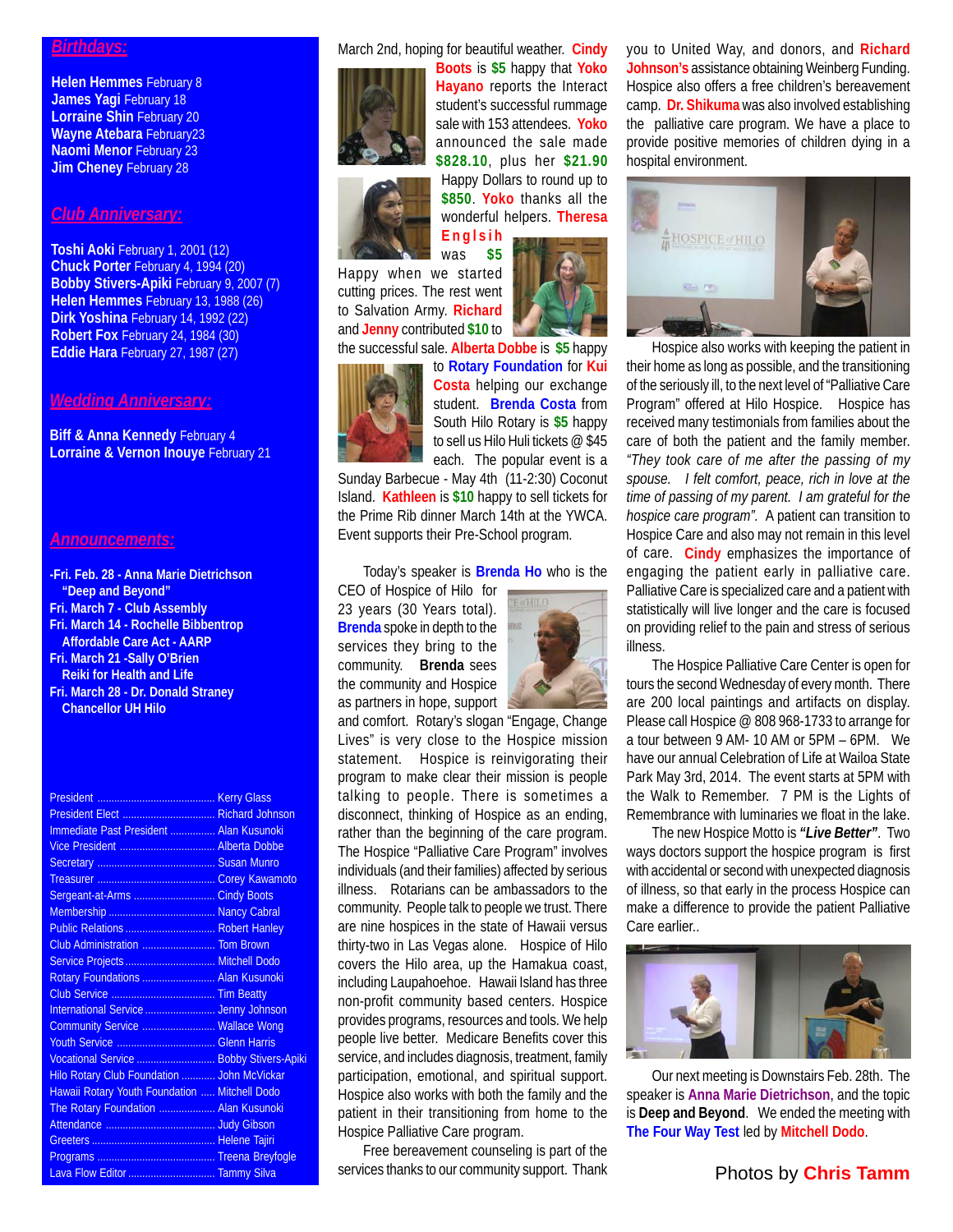## Birthdays:

**Helen Hemmes** February 8
**James Yagi** February 18
**Lorraine Shin** February 20
**Wayne Atebara** February23
**Naomi Menor** February 23
**Jim Cheney** February 28

## Club Anniversary:

**Toshi Aoki** February 1, 2001 (12)
**Chuck Porter** February 4, 1994 (20)
**Bobby Stivers-Apiki** February 9, 2007 (7)
**Helen Hemmes** February 13, 1988 (26)
**Dirk Yoshina** February 14, 1992 (22)
**Robert Fox** February 24, 1984 (30)
**Eddie Hara** February 27, 1987 (27)

## Wedding Anniversary:

**Biff & Anna Kennedy** February 4
**Lorraine & Vernon Inouye** February 21

## Announcements:

-Fri. Feb. 28 - Anna Marie Dietrichson
"Deep and Beyond"
Fri. March 7 - Club Assembly
Fri. March 14 - Rochelle Bibbentrop
Affordable Care Act - AARP
Fri. March 21 -Sally O'Brien
Reiki for Health and Life
Fri. March 28 - Dr. Donald Straney
Chancellor UH Hilo

| | |
|---|---|
| President | Kerry Glass |
| President Elect | Richard Johnson |
| Immediate Past President | Alan Kusunoki |
| Vice President | Alberta Dobbe |
| Secretary | Susan Munro |
| Treasurer | Corey Kawamoto |
| Sergeant-at-Arms | Cindy Boots |
| Membership | Nancy Cabral |
| Public Relations | Robert Hanley |
| Club Administration | Tom Brown |
| Service Projects | Mitchell Dodo |
| Rotary Foundations | Alan Kusunoki |
| Club Service | Tim Beatty |
| International Service | Jenny Johnson |
| Community Service | Wallace Wong |
| Youth Service | Glenn Harris |
| Vocational Service | Bobby Stivers-Apiki |
| Hilo Rotary Club Foundation | John McVickar |
| Hawaii Rotary Youth Foundation | Mitchell Dodo |
| The Rotary Foundation | Alan Kusunoki |
| Attendance | Judy Gibson |
| Greeters | Helene Tajiri |
| Programs | Treena Breyfogle |
| Lava Flow Editor | Tammy Silva |

March 2nd, hoping for beautiful weather. **Cindy Boots** is **$5** happy that **Yoko Hayano** reports the Interact student's successful rummage sale with 153 attendees. **Yoko** announced the sale made **$828.10**, plus her **$21.90** Happy Dollars to round up to **$850**. **Yoko** thanks all the wonderful helpers. **Theresa Englsih** was **$5** Happy when we started cutting prices. The rest went to Salvation Army. **Richard** and **Jenny** contributed **$10** to the successful sale. **Alberta Dobbe** is **$5** happy to **Rotary Foundation** for **Kui Costa** helping our exchange student. **Brenda Costa** from South Hilo Rotary is **$5** happy to sell us Hilo Huli tickets @ $45 each. The popular event is a Sunday Barbecue - May 4th (11-2:30) Coconut Island. **Kathleen** is **$10** happy to sell tickets for the Prime Rib dinner March 14th at the YWCA. Event supports their Pre-School program.

Today's speaker is **Brenda Ho** who is the CEO of Hospice of Hilo for 23 years (30 Years total). **Brenda** spoke in depth to the services they bring to the community. **Brenda** sees the community and Hospice as partners in hope, support and comfort. Rotary's slogan "Engage, Change Lives" is very close to the Hospice mission statement. Hospice is reinvigorating their program to make clear their mission is people talking to people. There is sometimes a disconnect, thinking of Hospice as an ending, rather than the beginning of the care program. The Hospice "Palliative Care Program" involves individuals (and their families) affected by serious illness. Rotarians can be ambassadors to the community. People talk to people we trust. There are nine hospices in the state of Hawaii versus thirty-two in Las Vegas alone. Hospice of Hilo covers the Hilo area, up the Hamakua coast, including Laupahoehoe. Hawaii Island has three non-profit community based centers. Hospice provides programs, resources and tools. We help people live better. Medicare Benefits cover this service, and includes diagnosis, treatment, family participation, emotional, and spiritual support. Hospice also works with both the family and the patient in their transitioning from home to the Hospice Palliative Care program.

Free bereavement counseling is part of the services thanks to our community support. Thank you to United Way, and donors, and **Richard Johnson's** assistance obtaining Weinberg Funding. Hospice also offers a free children's bereavement camp. **Dr. Shikuma** was also involved establishing the palliative care program. We have a place to provide positive memories of children dying in a hospital environment.

Hospice also works with keeping the patient in their home as long as possible, and the transitioning of the seriously ill, to the next level of "Palliative Care Program" offered at Hilo Hospice. Hospice has received many testimonials from families about the care of both the patient and the family member. *"They took care of me after the passing of my spouse. I felt comfort, peace, rich in love at the time of passing of my parent. I am grateful for the hospice care program".* A patient can transition to Hospice Care and also may remain in this level of care. **Cindy** emphasizes the importance of engaging the patient early in palliative care. Palliative Care is specialized care and a patient with statistically will live longer and the care is focused on providing relief to the pain and stress of serious illness.

The Hospice Palliative Care Center is open for tours the second Wednesday of every month. There are 200 local paintings and artifacts on display. Please call Hospice @ 808 968-1733 to arrange for a tour between 9 AM- 10 AM or 5PM – 6PM. We have our annual Celebration of Life at Wailoa State Park May 3rd, 2014. The event starts at 5PM with the Walk to Remember. 7 PM is the Lights of Remembrance with luminaries we float in the lake.

The new Hospice Motto is ***"Live Better"***. Two ways doctors support the hospice program is first with accidental or second with unexpected diagnosis of illness, so that early in the process Hospice can make a difference to provide the patient Palliative Care earlier..

Our next meeting is Downstairs Feb. 28th. The speaker is **Anna Marie Dietrichson**, and the topic is **Deep and Beyond**. We ended the meeting with **The Four Way Test** led by **Mitchell Dodo**.

Photos by **Chris Tamm**